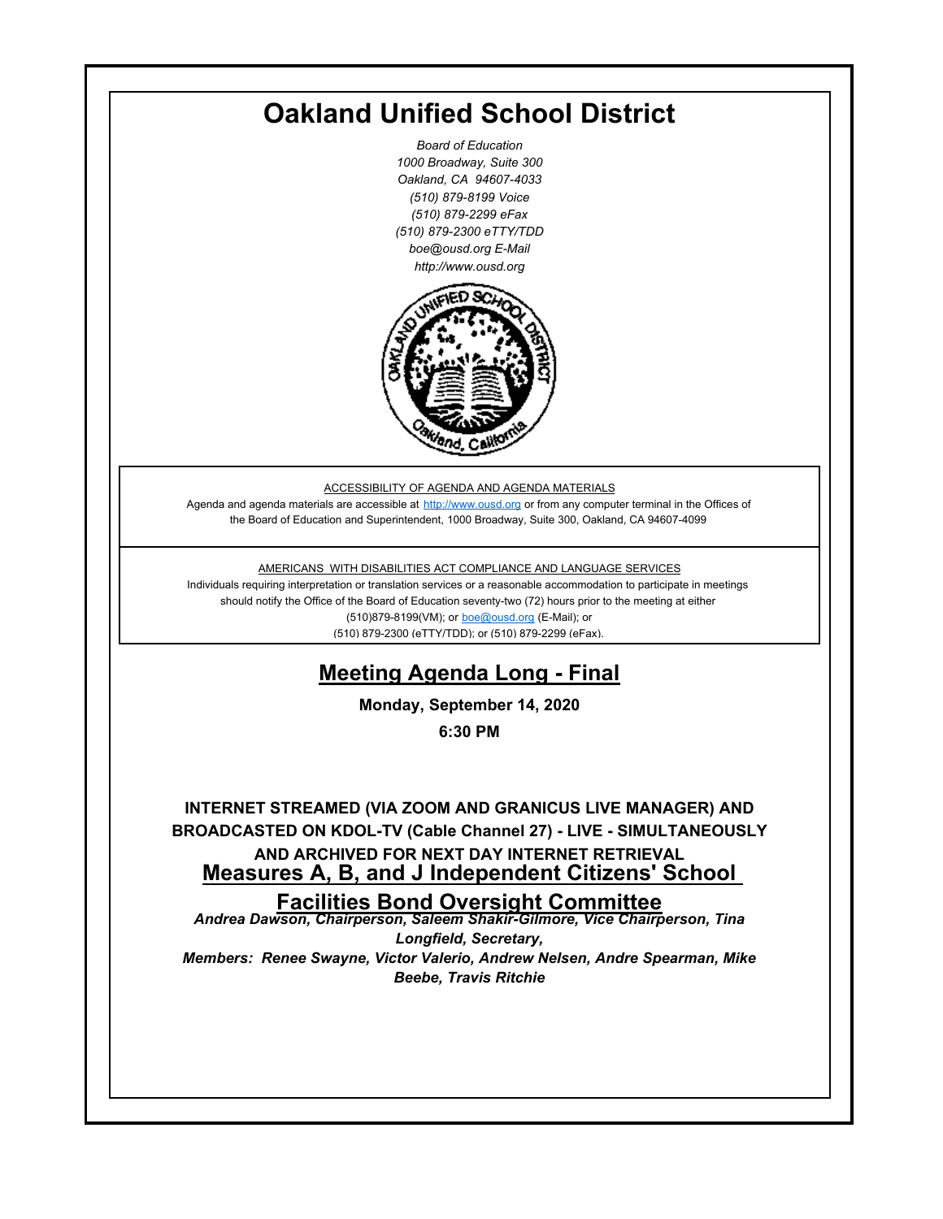# Oakland Unified School District

*Board of Education*
*1000 Broadway, Suite 300*
*Oakland, CA 94607-4033*
*(510) 879-8199 Voice*
*(510) 879-2299 eFax*
*(510) 879-2300 eTTY/TDD*
*boe@ousd.org E-Mail*
*http://www.ousd.org*

ACCESSIBILITY OF AGENDA AND AGENDA MATERIALS

Agenda and agenda materials are accessible at http://www.ousd.org or from any computer terminal in the Offices of the Board of Education and Superintendent, 1000 Broadway, Suite 300, Oakland, CA 94607-4099

AMERICANS WITH DISABILITIES ACT COMPLIANCE AND LANGUAGE SERVICES

Individuals requiring interpretation or translation services or a reasonable accommodation to participate in meetings should notify the Office of the Board of Education seventy-two (72) hours prior to the meeting at either (510)879-8199(VM); or boe@ousd.org (E-Mail); or (510) 879-2300 (eTTY/TDD); or (510) 879-2299 (eFax).

## Meeting Agenda Long - Final

**Monday, September 14, 2020**

**6:30 PM**

**INTERNET STREAMED (VIA ZOOM AND GRANICUS LIVE MANAGER) AND BROADCASTED ON KDOL-TV (Cable Channel 27) - LIVE - SIMULTANEOUSLY AND ARCHIVED FOR NEXT DAY INTERNET RETRIEVAL**

## Measures A, B, and J Independent Citizens' School Facilities Bond Oversight Committee

***Andrea Dawson, Chairperson, Saleem Shakir-Gilmore, Vice Chairperson, Tina Longfield, Secretary,***
***Members: Renee Swayne, Victor Valerio, Andrew Nelsen, Andre Spearman, Mike Beebe, Travis Ritchie***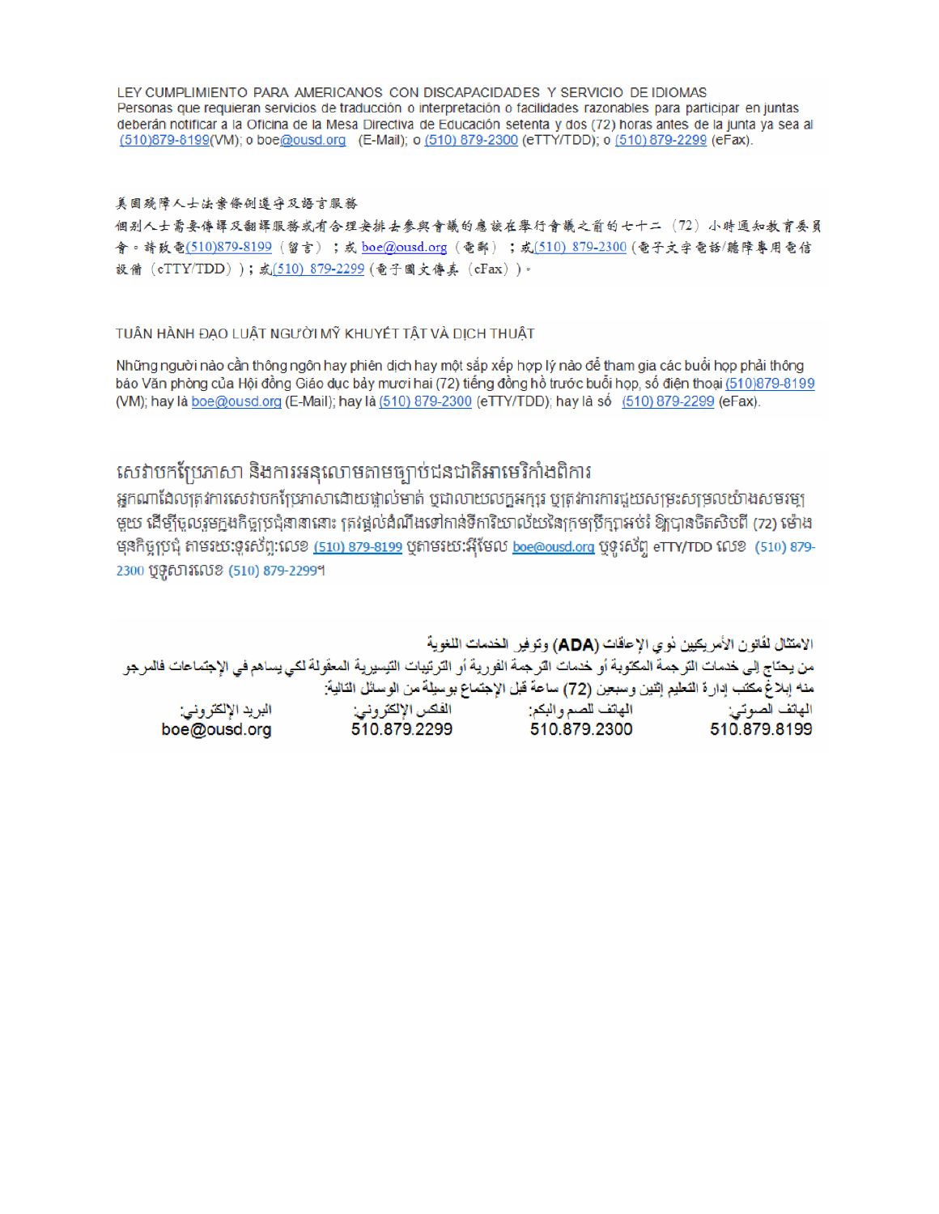LEY CUMPLIMIENTO PARA AMERICANOS CON DISCAPACIDADES Y SERVICIO DE IDIOMAS

Personas que requieran servicios de traducción o interpretación o facilidades razonables para participar en juntas deberán notificar a la Oficina de la Mesa Directiva de Educación setenta y dos (72) horas antes de la junta ya sea al (510)879-8199(VM); o boe@ousd.org (E-Mail); o (510) 879-2300 (eTTY/TDD); o (510) 879-2299 (eFax).

美國殘障人士法案條例遵守及語言服務

個別人士需要傳譯及翻譯服務或有合理安排去參與會議的應該在舉行會議之前的七十二（72）小時通知教育委員會。請致電(510)879-8199（留言）；或 boe@ousd.org（電郵）；或(510) 879-2300（電子文字電話/聽障專用電信設備（eTTY/TDD））；或(510) 879-2299（電子圖文傳真（eFax））。

TUÂN HÀNH ĐẠO LUẬT NGƯỜI MỸ KHUYẾT TẬT VÀ DỊCH THUẬT

Những người nào cần thông ngôn hay phiên dịch hay một sắp xếp hợp lý nào để tham gia các buổi họp phải thông báo Văn phòng của Hội đồng Giáo dục bảy mươi hai (72) tiếng đồng hồ trước buổi họp, số điện thoại (510)879-8199 (VM); hay là boe@ousd.org (E-Mail); hay là (510) 879-2300 (eTTY/TDD); hay là số (510) 879-2299 (eFax).

សេវាបកប្រែភាសា និងការអនុលោមតាមច្បាប់ជនជាតិអាមេរិកាំងពិការ

អ្នកណាដែលត្រូវការសេវាបកប្រែភាសាដោយផ្ទាល់មាត់ ឬជាលាយលក្ខអក្សរ ឬត្រូវការការជួយសម្រះសម្រួលយ៉ាងសមរម្យមួយ ដើម្បីចូលរួមក្នុងកិច្ចប្រជុំនានានោះ ត្រូវផ្តល់ដំណឹងទៅកាន់ទីការិយាល័យនៃក្រុមប្រឹក្សាអប់រំ ឱ្យបានចិតសិបពីរ (72) ម៉ោង មុនកិច្ចប្រជុំ តាមរយៈទូរស័ព្ទ:លេខ (510) 879-8199 ឬតាមរយៈអ៊ីមែល boe@ousd.org ឬទូរស័ព្ទ eTTY/TDD លេខ (510) 879-2300 ឬទូរសារលេខ (510) 879-2299។

الامتثال لقانون الأمريكيين ذوي الإعاقات (ADA) وتوفير الخدمات اللغوية

من يحتاج إلى خدمات الترجمة المكتوبة أو خدمات الترجمة الفورية أو الترتيبات التيسيرية المعقولة لكي يساهم في الإجتماعات فالمرجو منه إبلاغ مكتب إدارة التعليم إثنين وسبعين (72) ساعة قبل الإجتماع بوسيلة من الوسائل التالية:

| الهاتف الصوتي: | الهاتف للصم والبكم: | الفكس الإلكتروني: | البريد الإلكتروني: |
| --- | --- | --- | --- |
| 510.879.8199 | 510.879.2300 | 510.879.2299 | boe@ousd.org |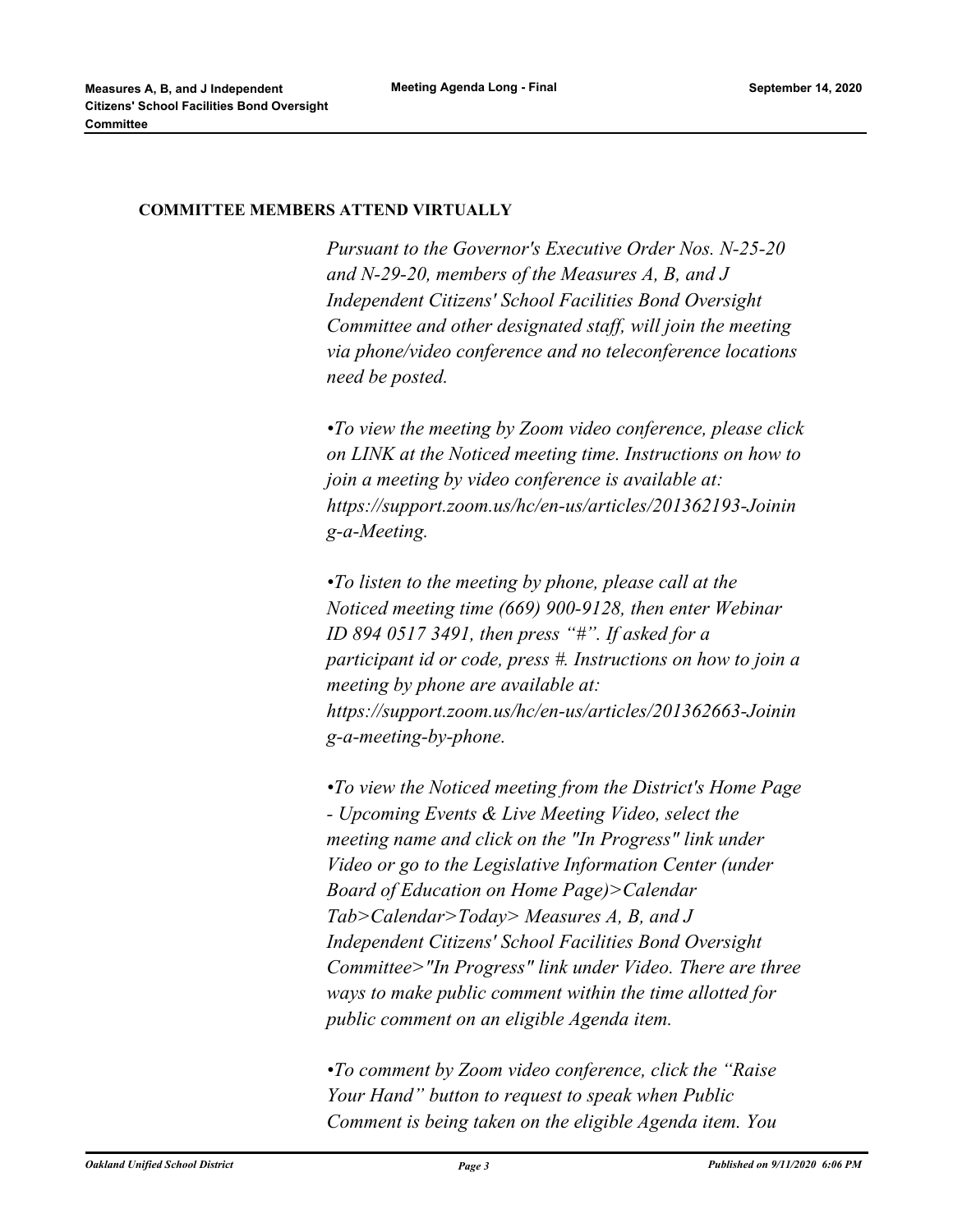**COMMITTEE MEMBERS ATTEND VIRTUALLY**

*Pursuant to the Governor's Executive Order Nos. N-25-20 and N-29-20, members of the Measures A, B, and J Independent Citizens' School Facilities Bond Oversight Committee and other designated staff, will join the meeting via phone/video conference and no teleconference locations need be posted.*

*•To view the meeting by Zoom video conference, please click on LINK at the Noticed meeting time. Instructions on how to join a meeting by video conference is available at: https://support.zoom.us/hc/en-us/articles/201362193-Joining-a-Meeting.*

*•To listen to the meeting by phone, please call at the Noticed meeting time (669) 900-9128, then enter Webinar ID 894 0517 3491, then press "#". If asked for a participant id or code, press #. Instructions on how to join a meeting by phone are available at: https://support.zoom.us/hc/en-us/articles/201362663-Joining-a-meeting-by-phone.*

*•To view the Noticed meeting from the District's Home Page - Upcoming Events & Live Meeting Video, select the meeting name and click on the "In Progress" link under Video or go to the Legislative Information Center (under Board of Education on Home Page)>Calendar Tab>Calendar>Today> Measures A, B, and J Independent Citizens' School Facilities Bond Oversight Committee>"In Progress" link under Video. There are three ways to make public comment within the time allotted for public comment on an eligible Agenda item.*

*•To comment by Zoom video conference, click the "Raise Your Hand" button to request to speak when Public Comment is being taken on the eligible Agenda item. You*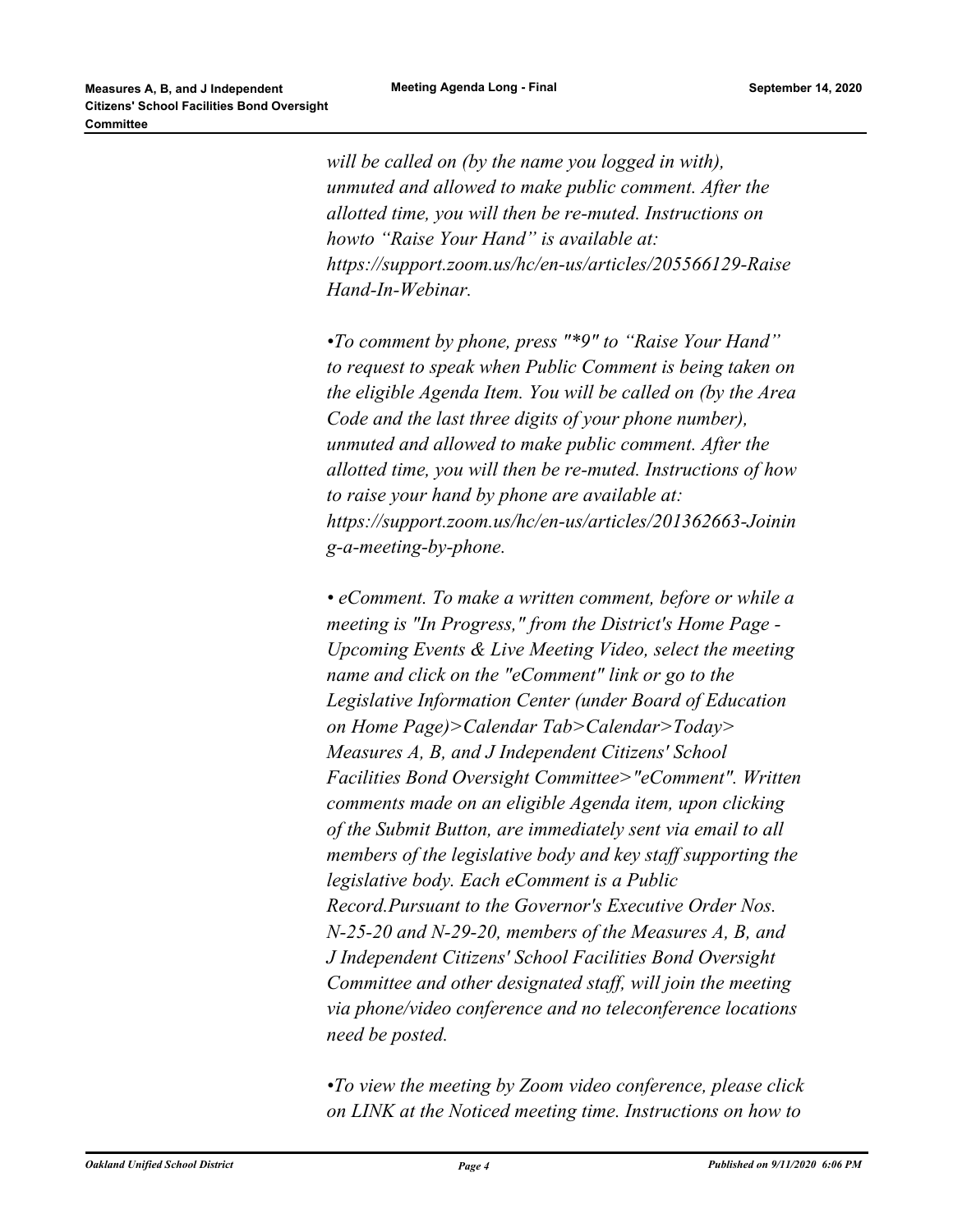*will be called on (by the name you logged in with), unmuted and allowed to make public comment. After the allotted time, you will then be re-muted. Instructions on howto "Raise Your Hand" is available at: https://support.zoom.us/hc/en-us/articles/205566129-Raise Hand-In-Webinar.*

*•To comment by phone, press "*9" to "Raise Your Hand" to request to speak when Public Comment is being taken on the eligible Agenda Item. You will be called on (by the Area Code and the last three digits of your phone number), unmuted and allowed to make public comment. After the allotted time, you will then be re-muted. Instructions of how to raise your hand by phone are available at: https://support.zoom.us/hc/en-us/articles/201362663-Joining-a-meeting-by-phone.*

*• eComment. To make a written comment, before or while a meeting is "In Progress," from the District's Home Page - Upcoming Events & Live Meeting Video, select the meeting name and click on the "eComment" link or go to the Legislative Information Center (under Board of Education on Home Page)>Calendar Tab>Calendar>Today> Measures A, B, and J Independent Citizens' School Facilities Bond Oversight Committee>"eComment". Written comments made on an eligible Agenda item, upon clicking of the Submit Button, are immediately sent via email to all members of the legislative body and key staff supporting the legislative body. Each eComment is a Public Record.Pursuant to the Governor's Executive Order Nos. N-25-20 and N-29-20, members of the Measures A, B, and J Independent Citizens' School Facilities Bond Oversight Committee and other designated staff, will join the meeting via phone/video conference and no teleconference locations need be posted.*

*•To view the meeting by Zoom video conference, please click on LINK at the Noticed meeting time. Instructions on how to*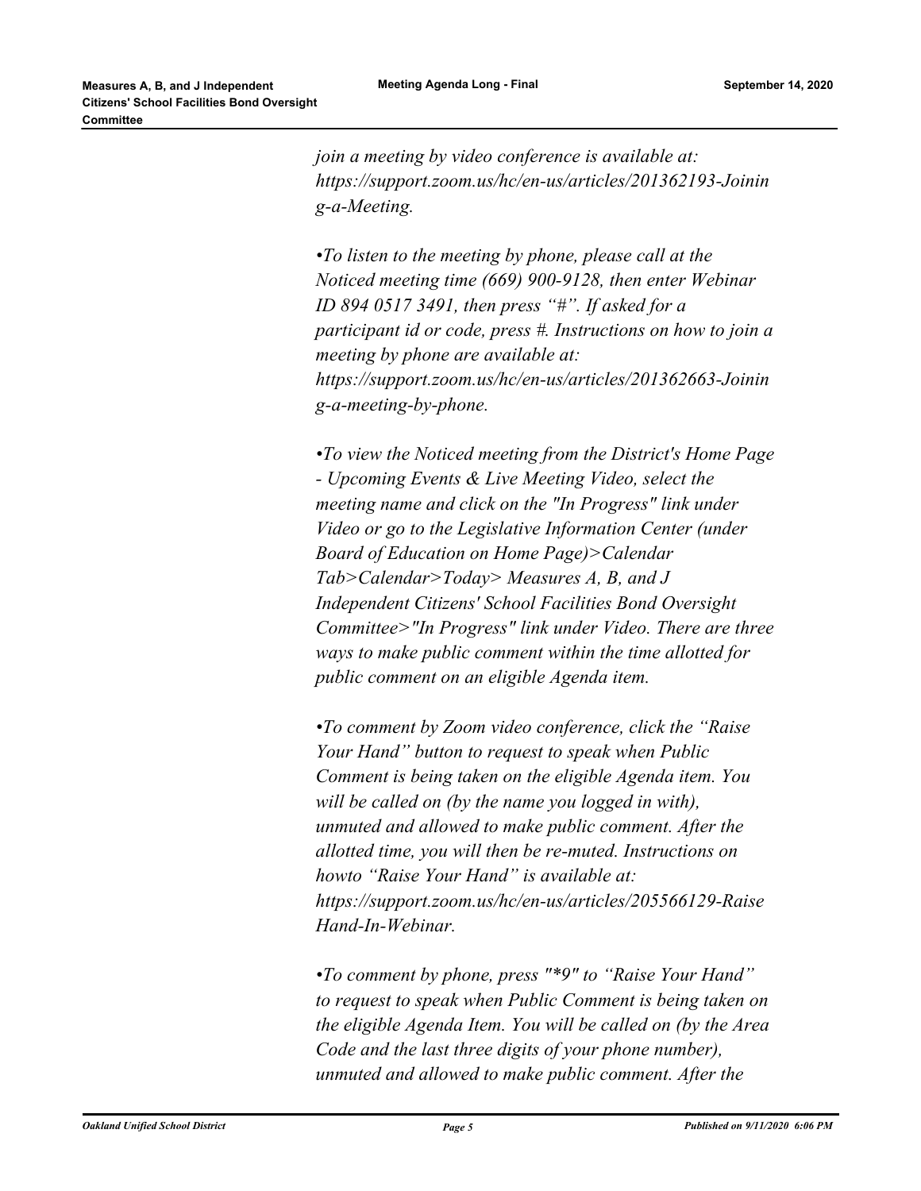*join a meeting by video conference is available at: https://support.zoom.us/hc/en-us/articles/201362193-Joining-a-Meeting.*

*•To listen to the meeting by phone, please call at the Noticed meeting time (669) 900-9128, then enter Webinar ID 894 0517 3491, then press "#". If asked for a participant id or code, press #. Instructions on how to join a meeting by phone are available at: https://support.zoom.us/hc/en-us/articles/201362663-Joining-a-meeting-by-phone.*

*•To view the Noticed meeting from the District's Home Page - Upcoming Events & Live Meeting Video, select the meeting name and click on the "In Progress" link under Video or go to the Legislative Information Center (under Board of Education on Home Page)>Calendar Tab>Calendar>Today> Measures A, B, and J Independent Citizens' School Facilities Bond Oversight Committee>"In Progress" link under Video. There are three ways to make public comment within the time allotted for public comment on an eligible Agenda item.*

*•To comment by Zoom video conference, click the "Raise Your Hand" button to request to speak when Public Comment is being taken on the eligible Agenda item. You will be called on (by the name you logged in with), unmuted and allowed to make public comment. After the allotted time, you will then be re-muted. Instructions on howto "Raise Your Hand" is available at: https://support.zoom.us/hc/en-us/articles/205566129-Raise Hand-In-Webinar.*

*•To comment by phone, press "*9" to "Raise Your Hand" to request to speak when Public Comment is being taken on the eligible Agenda Item. You will be called on (by the Area Code and the last three digits of your phone number), unmuted and allowed to make public comment. After the*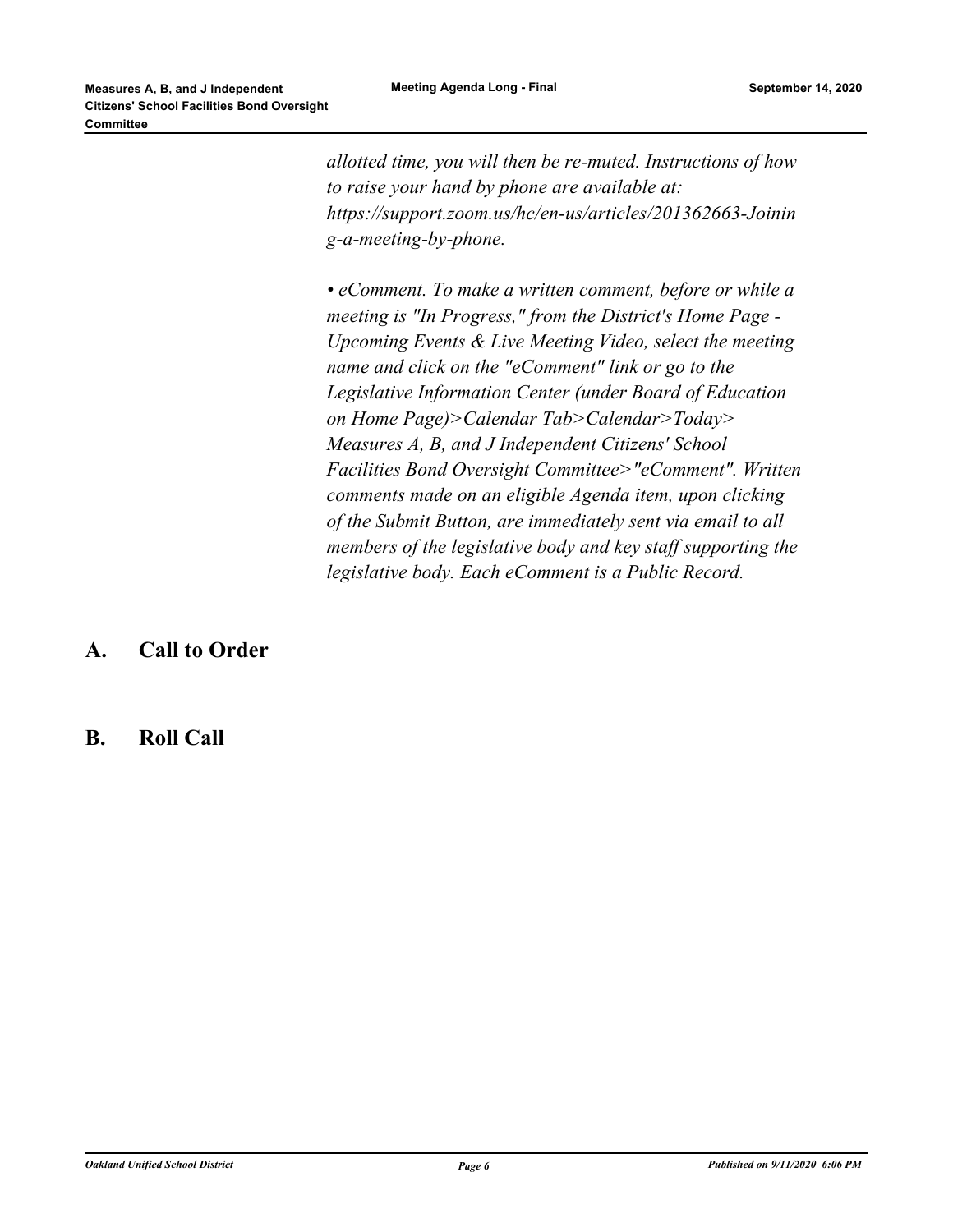*allotted time, you will then be re-muted. Instructions of how to raise your hand by phone are available at: https://support.zoom.us/hc/en-us/articles/201362663-Joining-a-meeting-by-phone.*

*• eComment. To make a written comment, before or while a meeting is "In Progress," from the District's Home Page - Upcoming Events & Live Meeting Video, select the meeting name and click on the "eComment" link or go to the Legislative Information Center (under Board of Education on Home Page)>Calendar Tab>Calendar>Today> Measures A, B, and J Independent Citizens' School Facilities Bond Oversight Committee>"eComment". Written comments made on an eligible Agenda item, upon clicking of the Submit Button, are immediately sent via email to all members of the legislative body and key staff supporting the legislative body. Each eComment is a Public Record.*

## A. Call to Order

## B. Roll Call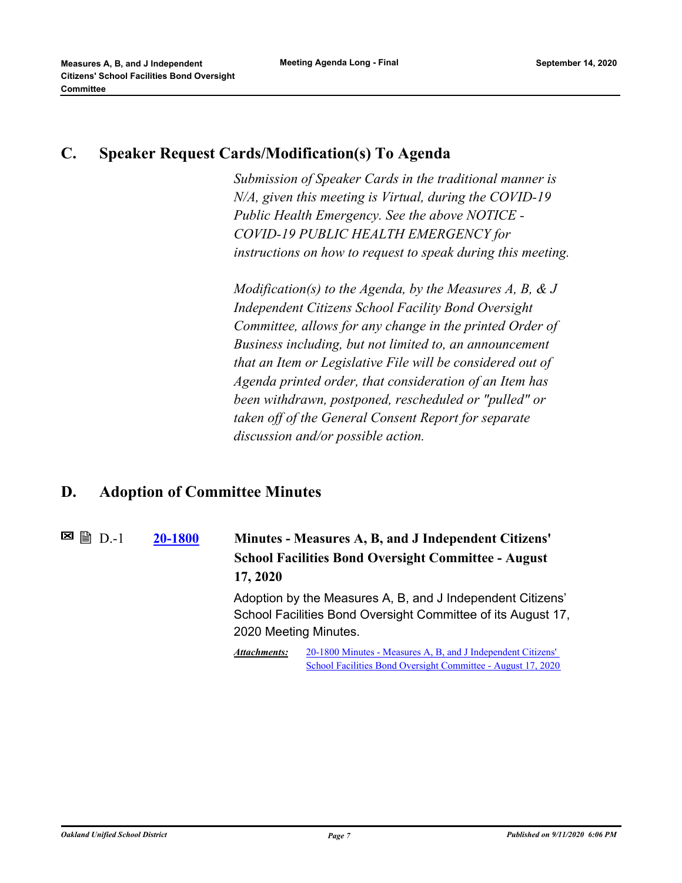## C. Speaker Request Cards/Modification(s) To Agenda

*Submission of Speaker Cards in the traditional manner is N/A, given this meeting is Virtual, during the COVID-19 Public Health Emergency. See the above NOTICE - COVID-19 PUBLIC HEALTH EMERGENCY for instructions on how to request to speak during this meeting.*

*Modification(s) to the Agenda, by the Measures A, B, & J Independent Citizens School Facility Bond Oversight Committee, allows for any change in the printed Order of Business including, but not limited to, an announcement that an Item or Legislative File will be considered out of Agenda printed order, that consideration of an Item has been withdrawn, postponed, rescheduled or "pulled" or taken off of the General Consent Report for separate discussion and/or possible action.*

## D. Adoption of Committee Minutes

D.-1 **[20-1800]** **Minutes - Measures A, B, and J Independent Citizens' School Facilities Bond Oversight Committee - August 17, 2020**

Adoption by the Measures A, B, and J Independent Citizens' School Facilities Bond Oversight Committee of its August 17, 2020 Meeting Minutes.

***Attachments:*** [20-1800 Minutes - Measures A, B, and J Independent Citizens' School Facilities Bond Oversight Committee - August 17, 2020]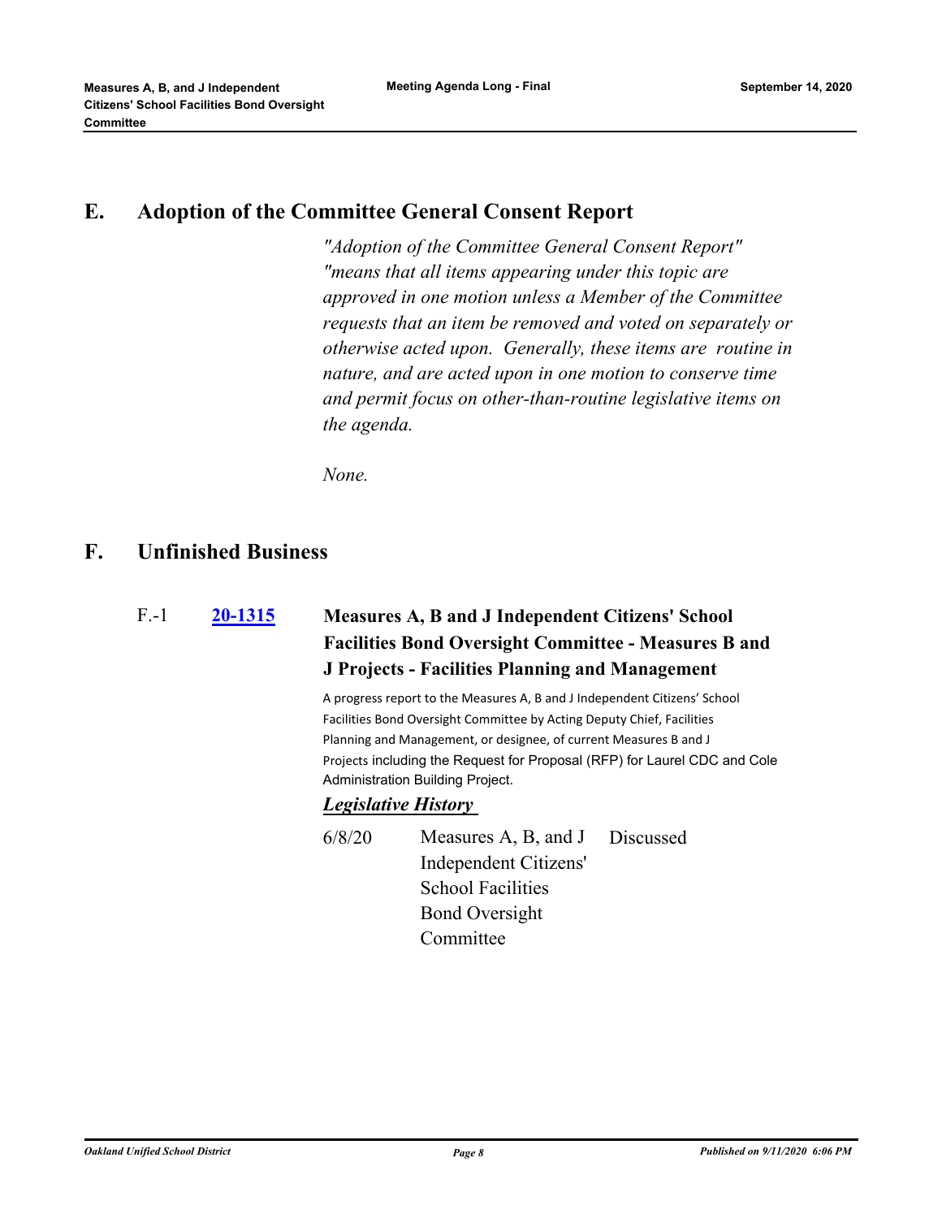## E. Adoption of the Committee General Consent Report

*"Adoption of the Committee General Consent Report" "means that all items appearing under this topic are approved in one motion unless a Member of the Committee requests that an item be removed and voted on separately or otherwise acted upon. Generally, these items are routine in nature, and are acted upon in one motion to conserve time and permit focus on other-than-routine legislative items on the agenda.*

*None.*

## F. Unfinished Business

### F.-1 [20-1315] Measures A, B and J Independent Citizens' School Facilities Bond Oversight Committee - Measures B and J Projects - Facilities Planning and Management

A progress report to the Measures A, B and J Independent Citizens' School Facilities Bond Oversight Committee by Acting Deputy Chief, Facilities Planning and Management, or designee, of current Measures B and J Projects including the Request for Proposal (RFP) for Laurel CDC and Cole Administration Building Project.

***Legislative History***

| | | |
|---|---|---|
| 6/8/20 | Measures A, B, and J Independent Citizens' School Facilities Bond Oversight Committee | Discussed |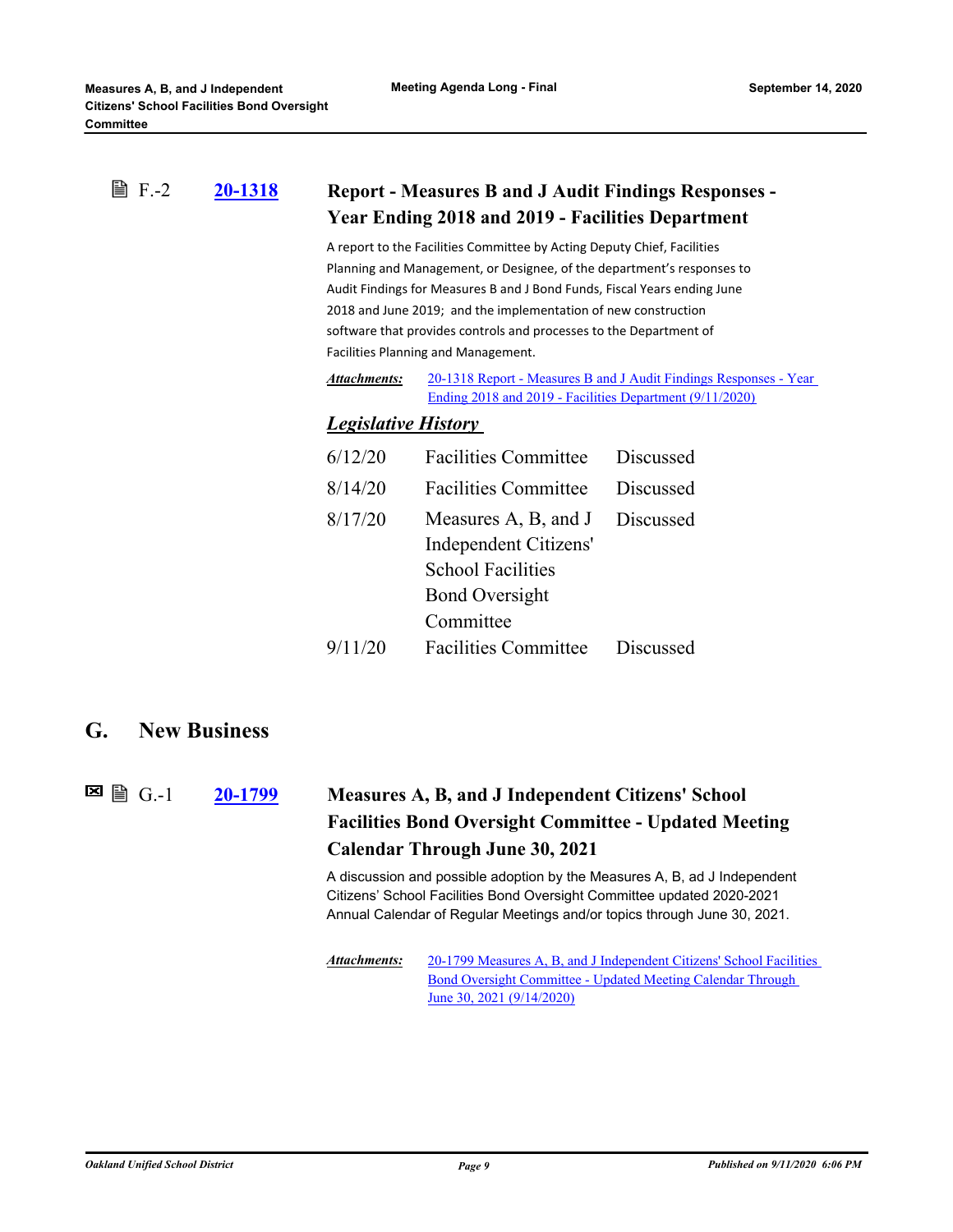### F.-2 [20-1318](20-1318) Report - Measures B and J Audit Findings Responses - Year Ending 2018 and 2019 - Facilities Department

A report to the Facilities Committee by Acting Deputy Chief, Facilities Planning and Management, or Designee, of the department's responses to Audit Findings for Measures B and J Bond Funds, Fiscal Years ending June 2018 and June 2019; and the implementation of new construction software that provides controls and processes to the Department of Facilities Planning and Management.

***Attachments:*** 20-1318 Report - Measures B and J Audit Findings Responses - Year Ending 2018 and 2019 - Facilities Department (9/11/2020)

***Legislative History***

| | | |
|---|---|---|
| 6/12/20 | Facilities Committee | Discussed |
| 8/14/20 | Facilities Committee | Discussed |
| 8/17/20 | Measures A, B, and J Independent Citizens' School Facilities Bond Oversight Committee | Discussed |
| 9/11/20 | Facilities Committee | Discussed |

## G. New Business

### G.-1 [20-1799](20-1799) Measures A, B, and J Independent Citizens' School Facilities Bond Oversight Committee - Updated Meeting Calendar Through June 30, 2021

A discussion and possible adoption by the Measures A, B, ad J Independent Citizens' School Facilities Bond Oversight Committee updated 2020-2021 Annual Calendar of Regular Meetings and/or topics through June 30, 2021.

***Attachments:*** 20-1799 Measures A, B, and J Independent Citizens' School Facilities Bond Oversight Committee - Updated Meeting Calendar Through June 30, 2021 (9/14/2020)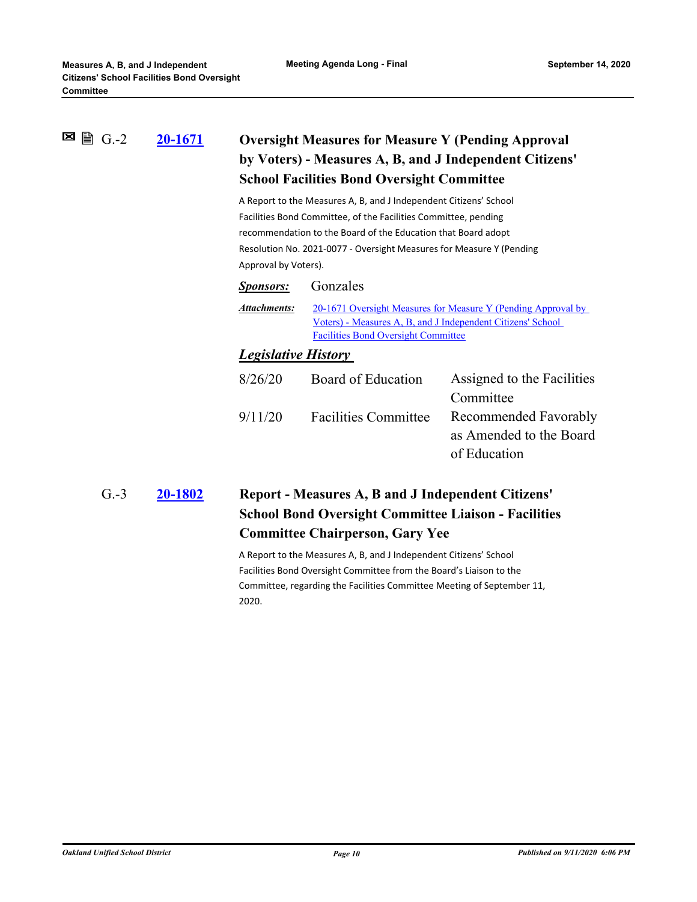### G.-2 [20-1671](#) Oversight Measures for Measure Y (Pending Approval by Voters) - Measures A, B, and J Independent Citizens' School Facilities Bond Oversight Committee

A Report to the Measures A, B, and J Independent Citizens' School Facilities Bond Committee, of the Facilities Committee, pending recommendation to the Board of the Education that Board adopt Resolution No. 2021-0077 - Oversight Measures for Measure Y (Pending Approval by Voters).

***Sponsors:*** Gonzales

***Attachments:*** [20-1671 Oversight Measures for Measure Y (Pending Approval by Voters) - Measures A, B, and J Independent Citizens' School Facilities Bond Oversight Committee](#)

***Legislative History***

| | | |
|---|---|---|
| 8/26/20 | Board of Education | Assigned to the Facilities Committee |
| 9/11/20 | Facilities Committee | Recommended Favorably as Amended to the Board of Education |

### G.-3 [20-1802](#) Report - Measures A, B and J Independent Citizens' School Bond Oversight Committee Liaison - Facilities Committee Chairperson, Gary Yee

A Report to the Measures A, B, and J Independent Citizens' School Facilities Bond Oversight Committee from the Board's Liaison to the Committee, regarding the Facilities Committee Meeting of September 11, 2020.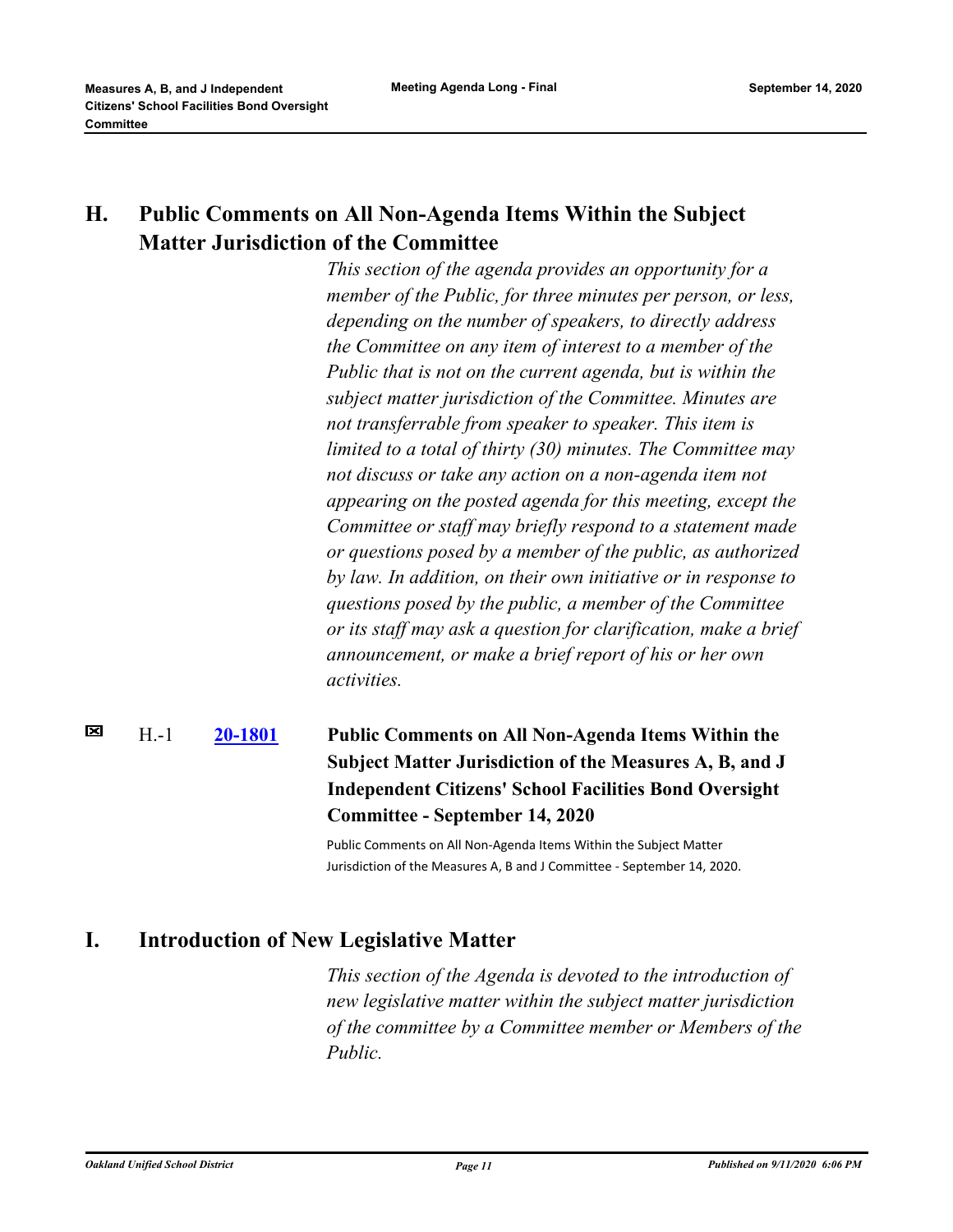## H. Public Comments on All Non-Agenda Items Within the Subject Matter Jurisdiction of the Committee

*This section of the agenda provides an opportunity for a member of the Public, for three minutes per person, or less, depending on the number of speakers, to directly address the Committee on any item of interest to a member of the Public that is not on the current agenda, but is within the subject matter jurisdiction of the Committee. Minutes are not transferrable from speaker to speaker. This item is limited to a total of thirty (30) minutes. The Committee may not discuss or take any action on a non-agenda item not appearing on the posted agenda for this meeting, except the Committee or staff may briefly respond to a statement made or questions posed by a member of the public, as authorized by law. In addition, on their own initiative or in response to questions posed by the public, a member of the Committee or its staff may ask a question for clarification, make a brief announcement, or make a brief report of his or her own activities.*

H.-1 **20-1801** **Public Comments on All Non-Agenda Items Within the Subject Matter Jurisdiction of the Measures A, B, and J Independent Citizens' School Facilities Bond Oversight Committee - September 14, 2020**

Public Comments on All Non-Agenda Items Within the Subject Matter Jurisdiction of the Measures A, B and J Committee - September 14, 2020.

## I. Introduction of New Legislative Matter

*This section of the Agenda is devoted to the introduction of new legislative matter within the subject matter jurisdiction of the committee by a Committee member or Members of the Public.*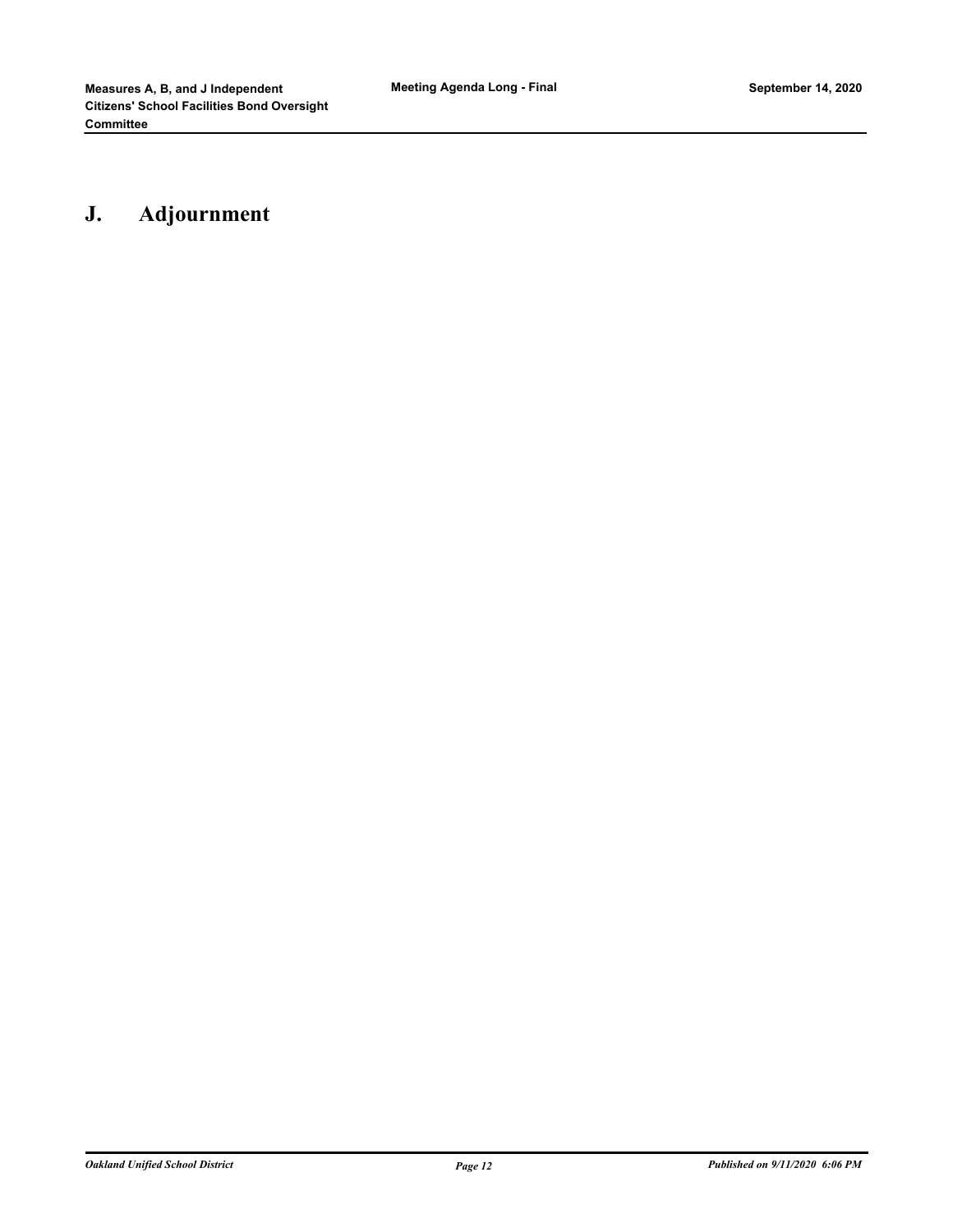## J. Adjournment